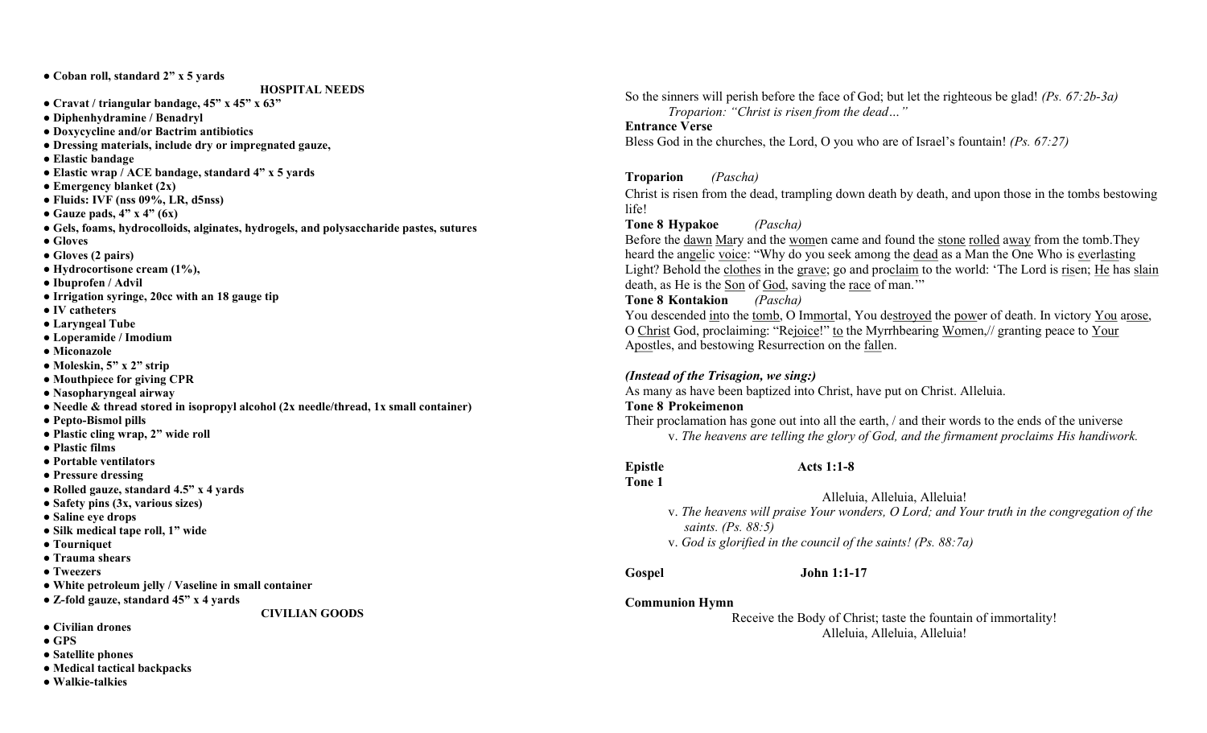- **Coban roll, standard 2” x 5 yards**

**HOSPITAL NEEDS**

- **Cravat / triangular bandage, 45” x 45” x 63”**
- **Diphenhydramine / Benadryl**
- **Doxycycline and/or Bactrim antibiotics**
- **Dressing materials, include dry or impregnated gauze,**
- **Elastic bandage**
- **Elastic wrap / ACE bandage, standard 4” x 5 yards**
- **Emergency blanket (2x)**
- **Fluids: IVF (nss 09%, LR, d5nss)**
- **Gauze pads, 4” x 4” (6x)**
- **Gels, foams, hydrocolloids, alginates, hydrogels, and polysaccharide pastes, sutures**
- **Gloves**
- **Gloves (2 pairs)**
- **Hydrocortisone cream (1%),**
- **Ibuprofen / Advil**
- **Irrigation syringe, 20cc with an 18 gauge tip**
- **IV catheters**
- **Laryngeal Tube**
- **Loperamide / Imodium**
- **Miconazole**
- **Moleskin, 5” x 2” strip**
- **Mouthpiece for giving CPR**
- **Nasopharyngeal airway**
- **Needle & thread stored in isopropyl alcohol (2x needle/thread, 1x small container)**
- **Pepto-Bismol pills**
- **Plastic cling wrap, 2” wide roll**
- **Plastic films**
- **Portable ventilators**
- **Pressure dressing**
- **Rolled gauze, standard 4.5” x 4 yards**
- **Safety pins (3x, various sizes)**
- **Saline eye drops**
- **Silk medical tape roll, 1” wide**
- **Tourniquet**
- **Trauma shears**
- **Tweezers**
- **White petroleum jelly / Vaseline in small container**
- **Z-fold gauze, standard 45” x 4 yards**

**CIVILIAN GOODS**

- **Civilian drones**
- **GPS**
- **Satellite phones**
- **Medical tactical backpacks**
- **Walkie-talkies**

So the sinners will perish before the face of God; but let the righteous be glad! *(Ps. 67:2b-3a)*

*Troparion: “Christ is risen from the dead…”*

**Entrance Verse**

Bless God in the churches, the Lord, O you who are of Israel’s fountain! *(Ps. 67:27)*

**Troparion** *(Pascha)*

Christ is risen from the dead, trampling down death by death, and upon those in the tombs bestowing life!

**Tone 8 Hypakoe** *(Pascha)*

Before the dawn Mary and the women came and found the stone rolled away from the tomb.They heard the angelic voice: “Why do you seek among the dead as a Man the One Who is everlasting Light? Behold the clothes in the grave; go and proclaim to the world: ‘The Lord is risen; He has slain death, as He is the Son of God, saving the race of man.’”

**Tone 8 Kontakion** *(Pascha)*

You descended into the tomb, O Immortal, You destroyed the power of death. In victory You arose, O Christ God, proclaiming: “Rejoice!” to the Myrrhbearing Women,// granting peace to Your Apostles, and bestowing Resurrection on the fallen.

***(Instead of the Trisagion, we sing:)***

As many as have been baptized into Christ, have put on Christ. Alleluia.

**Tone 8 Prokeimenon**

Their proclamation has gone out into all the earth, / and their words to the ends of the universe

v. *The heavens are telling the glory of God, and the firmament proclaims His handiwork.*

**Epistle** **Acts 1:1-8**

**Tone 1**

Alleluia, Alleluia, Alleluia!

v. *The heavens will praise Your wonders, O Lord; and Your truth in the congregation of the saints. (Ps. 88:5)*

v. *God is glorified in the council of the saints! (Ps. 88:7a)*

**Gospel** **John 1:1-17**

**Communion Hymn**

Receive the Body of Christ; taste the fountain of immortality!
Alleluia, Alleluia, Alleluia!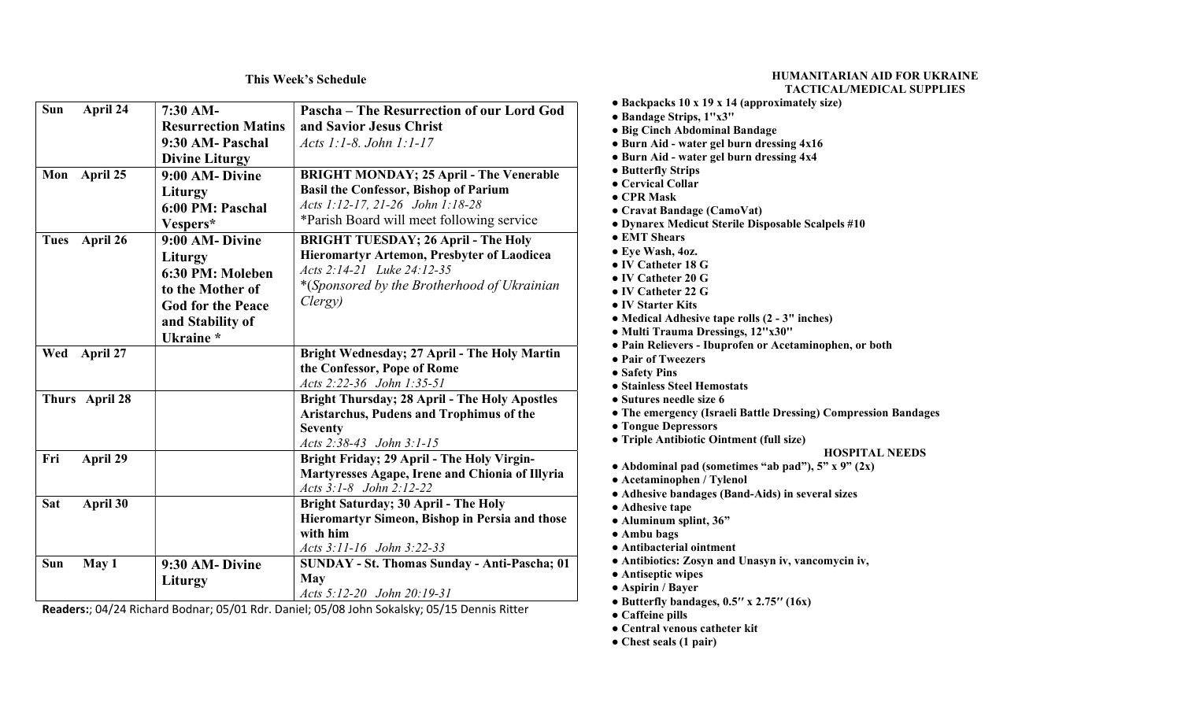## This Week's Schedule

| | | |
|---|---|---|
| **Sun April 24** | **7:30 AM- Resurrection Matins**<br>**9:30 AM- Paschal Divine Liturgy** | **Pascha – The Resurrection of our Lord God and Savior Jesus Christ**<br>*Acts 1:1-8. John 1:1-17* |
| **Mon April 25** | **9:00 AM- Divine Liturgy**<br>**6:00 PM: Paschal Vespers*** | **BRIGHT MONDAY; 25 April - The Venerable Basil the Confessor, Bishop of Parium**<br>*Acts 1:12-17, 21-26 John 1:18-28*<br>*Parish Board will meet following service |
| **Tues April 26** | **9:00 AM- Divine Liturgy**<br>**6:30 PM: Moleben to the Mother of God for the Peace and Stability of Ukraine *** | **BRIGHT TUESDAY; 26 April - The Holy Hieromartyr Artemon, Presbyter of Laodicea**<br>*Acts 2:14-21 Luke 24:12-35*<br>*(*Sponsored by the Brotherhood of Ukrainian Clergy)* |
| **Wed April 27** | | **Bright Wednesday; 27 April - The Holy Martin the Confessor, Pope of Rome**<br>*Acts 2:22-36 John 1:35-51* |
| **Thurs April 28** | | **Bright Thursday; 28 April - The Holy Apostles Aristarchus, Pudens and Trophimus of the Seventy**<br>*Acts 2:38-43 John 3:1-15* |
| **Fri April 29** | | **Bright Friday; 29 April - The Holy Virgin-Martyresses Agape, Irene and Chionia of Illyria**<br>*Acts 3:1-8 John 2:12-22* |
| **Sat April 30** | | **Bright Saturday; 30 April - The Holy Hieromartyr Simeon, Bishop in Persia and those with him**<br>*Acts 3:11-16 John 3:22-33* |
| **Sun May 1** | **9:30 AM- Divine Liturgy** | **SUNDAY - St. Thomas Sunday - Anti-Pascha; 01 May**<br>*Acts 5:12-20 John 20:19-31* |

**Readers:**; 04/24 Richard Bodnar; 05/01 Rdr. Daniel; 05/08 John Sokalsky; 05/15 Dennis Ritter

## HUMANITARIAN AID FOR UKRAINE
### TACTICAL/MEDICAL SUPPLIES

- **Backpacks 10 x 19 x 14 (approximately size)**
- **Bandage Strips, 1"x3"**
- **Big Cinch Abdominal Bandage**
- **Burn Aid - water gel burn dressing 4x16**
- **Burn Aid - water gel burn dressing 4x4**
- **Butterfly Strips**
- **Cervical Collar**
- **CPR Mask**
- **Cravat Bandage (CamoVat)**
- **Dynarex Medicut Sterile Disposable Scalpels #10**
- **EMT Shears**
- **Eye Wash, 4oz.**
- **IV Catheter 18 G**
- **IV Catheter 20 G**
- **IV Catheter 22 G**
- **IV Starter Kits**
- **Medical Adhesive tape rolls (2 - 3" inches)**
- **Multi Trauma Dressings, 12"x30"**
- **Pain Relievers - Ibuprofen or Acetaminophen, or both**
- **Pair of Tweezers**
- **Safety Pins**
- **Stainless Steel Hemostats**
- **Sutures needle size 6**
- **The emergency (Israeli Battle Dressing) Compression Bandages**
- **Tongue Depressors**
- **Triple Antibiotic Ointment (full size)**

### HOSPITAL NEEDS

- **Abdominal pad (sometimes "ab pad"), 5" x 9" (2x)**
- **Acetaminophen / Tylenol**
- **Adhesive bandages (Band-Aids) in several sizes**
- **Adhesive tape**
- **Aluminum splint, 36"**
- **Ambu bags**
- **Antibacterial ointment**
- **Antibiotics: Zosyn and Unasyn iv, vancomycin iv,**
- **Antiseptic wipes**
- **Aspirin / Bayer**
- **Butterfly bandages, 0.5″ x 2.75″ (16x)**
- **Caffeine pills**
- **Central venous catheter kit**
- **Chest seals (1 pair)**